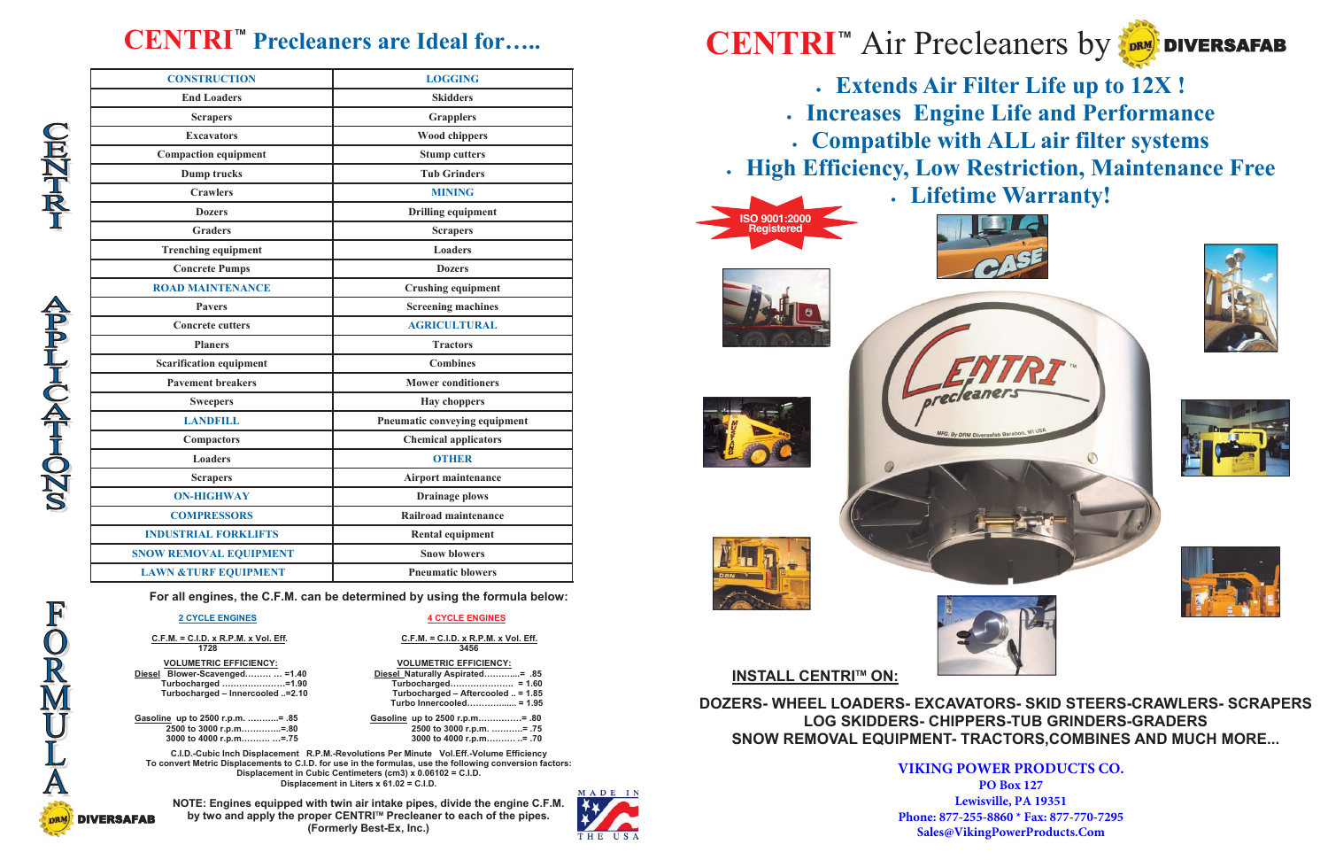# CENTRI™ Precleaners are Ideal for…..

CENTRI APPLICATIONS

| CONSTRUCTION | LOGGING |
|---|---|
| End Loaders | Skidders |
| Scrapers | Grapplers |
| Excavators | Wood chippers |
| Compaction equipment | Stump cutters |
| Dump trucks | Tub Grinders |
| Crawlers | MINING |
| Dozers | Drilling equipment |
| Graders | Scrapers |
| Trenching equipment | Loaders |
| Concrete Pumps | Dozers |
| ROAD MAINTENANCE | Crushing equipment |
| Pavers | Screening machines |
| Concrete cutters | AGRICULTURAL |
| Planers | Tractors |
| Scarification equipment | Combines |
| Pavement breakers | Mower conditioners |
| Sweepers | Hay choppers |
| LANDFILL | Pneumatic conveying equipment |
| Compactors | Chemical applicators |
| Loaders | OTHER |
| Scrapers | Airport maintenance |
| ON-HIGHWAY | Drainage plows |
| COMPRESSORS | Railroad maintenance |
| INDUSTRIAL FORKLIFTS | Rental equipment |
| SNOW REMOVAL EQUIPMENT | Snow blowers |
| LAWN &TURF EQUIPMENT | Pneumatic blowers |

FORMULA

**For all engines, the C.F.M. can be determined by using the formula below:**

**2 CYCLE ENGINES**

$$\text{C.F.M.} = \frac{\text{C.I.D.} \times \text{R.P.M.} \times \text{Vol. Eff.}}{1728}$$

VOLUMETRIC EFFICIENCY:

- Diesel Blower-Scavenged……… … =1.40
- Turbocharged …………………=1.90
- Turbocharged – Innercooled ..=2.10

- Gasoline up to 2500 r.p.m. ………..= .85
- 2500 to 3000 r.p.m.…………..=.80
- 3000 to 4000 r.p.m.……… …=.75

**4 CYCLE ENGINES**

$$\text{C.F.M.} = \frac{\text{C.I.D.} \times \text{R.P.M.} \times \text{Vol. Eff.}}{3456}$$

VOLUMETRIC EFFICIENCY:

- Diesel Naturally Aspirated………...= .85
- Turbocharged………………… = 1.60
- Turbocharged – Aftercooled .. = 1.85
- Turbo Innercooled…………….. = 1.95

- Gasoline up to 2500 r.p.m……………= .80
- 2500 to 3000 r.p.m. ………..= .75
- 3000 to 4000 r.p.m.……… ..= .70

C.I.D.-Cubic Inch Displacement R.P.M.-Revolutions Per Minute Vol.Eff.-Volume Efficiency
To convert Metric Displacements to C.I.D. for use in the formulas, use the following conversion factors:
Displacement in Cubic Centimeters (cm3) x 0.06102 = C.I.D.
Displacement in Liters x 61.02 = C.I.D.

**NOTE: Engines equipped with twin air intake pipes, divide the engine C.F.M. by two and apply the proper CENTRI™ Precleaner to each of the pipes. (Formerly Best-Ex, Inc.)**

DRM DIVERSAFAB

MADE IN THE USA

# CENTRI™ Air Precleaners by DRM DIVERSAFAB

- **Extends Air Filter Life up to 12X !**
- **Increases Engine Life and Performance**
- **Compatible with ALL air filter systems**
- **High Efficiency, Low Restriction, Maintenance Free**
- **Lifetime Warranty!**

ISO 9001:2000 Registered

**INSTALL CENTRI™ ON:**

**DOZERS- WHEEL LOADERS- EXCAVATORS- SKID STEERS-CRAWLERS- SCRAPERS LOG SKIDDERS- CHIPPERS-TUB GRINDERS-GRADERS SNOW REMOVAL EQUIPMENT- TRACTORS,COMBINES AND MUCH MORE...**

**VIKING POWER PRODUCTS CO.**
PO Box 127
Lewisville, PA 19351
Phone: 877-255-8860 * Fax: 877-770-7295
Sales@VikingPowerProducts.Com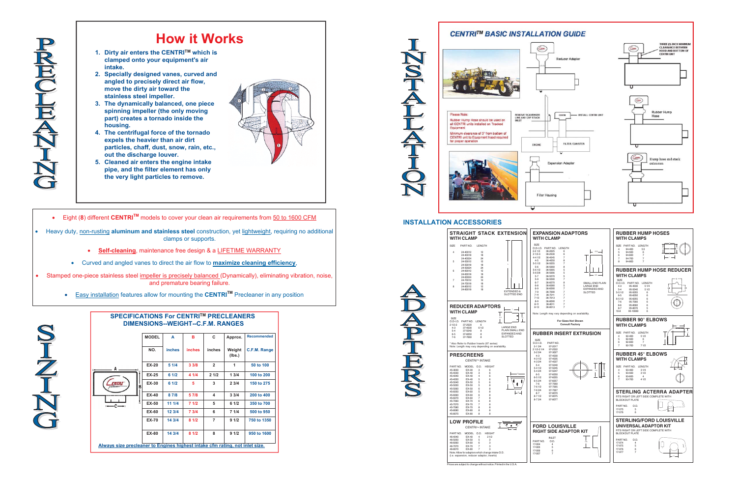# PRECLEANING

## How it Works

1. Dirty air enters the CENTRI™ which is clamped onto your equipment's air intake.
2. Specially designed vanes, curved and angled to precisely direct air flow, move the dirty air toward the stainless steel impeller.
3. The dynamically balanced, one piece spinning impeller (the only moving part) creates a tornado inside the housing.
4. The centrifugal force of the tornado expels the heavier than air dirt particles, chaff, dust, snow, rain, etc., out the discharge louver.
5. Cleaned air enters the engine intake pipe, and the filter element has only the very light particles to remove.

- Eight (**8**) different **CENTRI™** models to cover your clean air requirements from 50 to 1600 CFM
- Heavy duty, non-rusting **aluminum and stainless steel** construction, yet lightweight, requiring no additional clamps or supports.
- **Self-cleaning**, maintenance free design & a LIFETIME WARRANTY
- Curved and angled vanes to direct the air flow to **maximize cleaning efficiency**.
- Stamped one-piece stainless steel impeller is precisely balanced (Dynamically), eliminating vibration, noise, and premature bearing failure.
- Easy installation features allow for mounting the **CENTRI™** Precleaner in any position

# SIZING

## SPECIFICATIONS For CENTRI™ PRECLEANERS DIMENSIONS--WEIGHT--C.F.M. RANGES

| MODEL | A | B | C | Approx. | Recommended |
|---|---|---|---|---|---|
| NO. | inches | inches | inches | Weight (lbs.) | C.F.M. Range |
| EX-20 | 5 1/4 | 3 3/8 | 2 | 1 | 50 to 100 |
| EX-25 | 6 1/2 | 4 1/4 | 2 1/2 | 1 3/4 | 100 to 200 |
| EX-30 | 6 1/2 | 5 | 3 | 2 3/4 | 150 to 275 |
| EX-40 | 8 7/8 | 5 7/8 | 4 | 3 3/4 | 200 to 400 |
| EX-50 | 11 1/4 | 7 1/2 | 5 | 6 1/2 | 350 to 700 |
| EX-60 | 12 3/4 | 7 3/4 | 6 | 7 1/4 | 500 to 950 |
| EX-70 | 14 3/4 | 8 1/2 | 7 | 9 1/2 | 750 to 1350 |
| EX-80 | 14 3/4 | 8 1/2 | 8 | 11 1/2 | 950 to 1600 |

**Always size precleaner to Engines highest intake cfm rating, not inlet size.**

# INSTALLATION

## CENTRI™ BASIC INSTALLATION GUIDE

Reducer Adapter

THREE (3) INCH MINIMUM CLEARANCE BETWEEN HOOD AND BOTTOM OF CENTRI UNIT

Please Note:

Rubber Hump Hose should be used on all CENTRI units installed on Tracked Equipment

Minimum clearance of 3" from bottom of CENTRI unit to Equipment hood required for proper operation

REMOVE SCAVENGER LINE AND CAP STACK INLET

CENTRI — INSTALL CENTRI UNIT

ENGINE

FILTER/CANISTER

Expansion Adapter

Filter Housing

Rubber Hump Hose

Hump hose and stack extension

# ADAPTERS

## INSTALLATION ACCESSORIES

### STRAIGHT STACK EXTENSION WITH CLAMP

| SIZE | PART NO. | LENGTH |
|---|---|---|
| 4 | 24-40012 | 12 |
| | 24-40018 | 18 |
| | 24-40024 | 24 |
| 5 | 24-50012 | 12 |
| | 24-50018 | 18 |
| | 24-50024 | 24 |
| 6 | 24-60012 | 12 |
| | 24-60018 | 18 |
| | 24-60024 | 24 |
| 7 | 24-70012 | 12 |
| | 24-70018 | 18 |
| | 24-70024 | 24 |
| 8 | 24-80012 | 12 |
| | 24-80018 | 18 |

EXTENDED & SLOTTED END

### REDUCER ADAPTORS WITH CLAMP

| SIZE O.D.-I.D. | PART NO. | LENGTH |
|---|---|---|
| 2 1/2-2 | 37-2520 | 6 |
| 4-3 | 37-4030 | 6 1/2 |
| 5-4 | 37-5040 | 8 |
| 6-5 | 37-6050 | 8 |
| 7-6 | 37-7060 | 8 |

LARGE END PLAIN SMALL END EXPANDED AND SLOTTED

* Also Refer to Rubber Inserts (97 series)
Note: Length may vary depending on availability.

### PRESCREENS

CENTRI™ INTAKE

| PART NO. | MODEL | O.D. | HEIGHT |
|---|---|---|---|
| 45-3030 | EX-30 | 3 | 6 |
| 45-4030 | EX-40 | 3 | 6 |
| 45-4040 | EX-40 | 4 | 6 |
| 45-4050 | EX-40 | 5 | 6 |
| 45-5040 | EX-50 | 4 | 6 |
| 45-5050 | EX-50 | 5 | 6 |
| 45-5060 | EX-50 | 6 | 8 |
| 45-6050 | EX-60 | 5 | 8 |
| 45-6060 | EX-60 | 6 | 8 |
| 45-6070 | EX-60 | 7 | 8 |
| 45-7060 | EX-70 | 6 | 8 |
| 45-7070 | EX-70 | 7 | 8 |
| 45-7080 | EX-70 | 8 | 8 |
| 45-8080 | EX-80 | 8 | 8 |
| 45-8070 | EX-80 | 7 | 8 |

### LOW PROFILE

CENTRI™ INTAKE

| PART NO. | MODEL | O.D. | HEIGHT |
|---|---|---|---|
| 46-4040 | EX-40 | 4 | 2 1/2 |
| 46-5050 | EX-50 | 5 | 3 |
| 46-6060 | EX-60 | 6 | 3 |
| 46-7070 | EX-70 | 7 | 3 |
| 46-8070 | EX-80 | 7 | 3 |

Note: Allow for adaptors which change intake O.D. (i.e. expansion, reducer adaptor, inserts)

### EXPANSION ADAPTORS WITH CLAMP

| SIZE O.D.-I.D. | PART NO. | LENGTH |
|---|---|---|
| 2-2 1/2 | 36-2025 | 6 |
| 2 1/2-3 | 36-2530 | 6 |
| 4-4 1/2 | 36-4045 | 7 |
| 4-5 | 36-4050 | 8 |
| 5-5 1/2 | 36-5055 | 7 |
| 5-6 | 36-5060 | 8 |
| 5 1/2-6 | 36-5560 | 5 |
| 5-6 5/8 | 36-5066 | 5 |
| 5-7 | 36-5070 | 5 |
| 5-9 | 36-5090 | 7 |
| 6-7 | 36-6070 | 8 |
| 6-8 | 36-6080 | 5 |
| 6-9 | 36-6090 | 7 |
| 7-9 | 36-7090 | 7 |
| 7-11 | 36-7011 | 7 |
| 7-13 | 36-7013 | 7 |
| 8-9 | 36-8090 | 7 |
| 8-11 | 36-8011 | 7 |
| 8-13 | 36-8013 | 7 |

SMALL END PLAIN LARGE END EXPANDED AND SLOTTED

Note: Length may vary depending on availability.

**For Sizes Not Shown Consult Factory**

### RUBBER INSERT EXTRUSION

| SIZE O.D.-I.D. | PART NO. |
|---|---|
| 3-1 3/4 | 97-2017 |
| 2 1/2-2 1/4 | 97-2522 |
| 3-2 3/4 | 97-3027 |
| 4-3 | 97-4030 |
| 4-3 1/2 | 97-4035 |
| 4-3 3/4 | 97-4037 |
| 5-4 | 97-5040 |
| 5-4 1/2 | 97-5045 |
| 5-4 3/4 | 97-5047 |
| 6-5 | 97-6050 |
| 6-5 1/2 | 97-6055 |
| 6-5 3/4 | 97-6057 |
| 7-6 | 97-7060 |
| 7-6 1/2 | 97-7065 |
| 7-6 3/4 | 97-7067 |
| 8-7 | 97-8070 |
| 8-7 1/2 | 97-8075 |
| 8-7 3/4 | 97-8077 |

### FORD LOUISVILLE RIGHT SIDE ADAPTOR KIT

| PART NO. | INLET O.D. |
|---|---|
| 17-004 | 4 |
| 17-005 | 5 |
| 17-006 | 6 |
| 17-007 | 7 |

### RUBBER HUMP HOSES WITH CLAMP

| SIZE | PART NO. | LENGTH |
|---|---|---|
| 4 | 94-400 | 5.5 |
| 5 | 94-500 | 6 |
| 6 | 94-600 | 7 |
| 7 | 94-700 | 7 |
| 8 | 94-800 | 7 |

### RUBBER HUMP HOSE REDUCER WITH CLAMPS

| SIZE O.D.-I.D. | PART NO. | LENGTH |
|---|---|---|
| 4-3 | 95-4030 | 5 1/4 |
| 5-4 | 95-5040 | 5 1/2 |
| 5-5 1/2 | 95-5055 | 6 |
| 6-5 | 95-6050 | 6 |
| 6-5 1/2 | 95-6055 | 6 |
| 7-6 | 95-7060 | 6 |
| 8-6 | 95-8060 | 6 |
| 8-7 | 95-8070 | 5 |
| 10-8 | 95-10080 | 6 |

### RUBBER 90° ELBOWS WITH CLAMPS

| SIZE | PART NO. | LENGTH |
|---|---|---|
| 4 | 92-400 | 5 1/2 |
| 5 | 92-500 | 6 |
| 6 | 92-600 | 7 |
| 7 | 92-700 | 7 1/2 |

### RUBBER 45° ELBOWS WITH CLAMPS

| SIZE | PART NO. | LENGTH |
|---|---|---|
| 4 | 93-400 | 3 1/4 |
| 5 | 93-500 | 3 1/2 |
| 6 | 93-600 | 4 |
| 7 | 93-700 | 4 1/2 |

### STERLING ACTERRA ADAPTER

FITS RIGHT OR LEFT SIDE COMPLETE WITH BLOCKOUT PLATE

| PART NO. | O.D. |
|---|---|
| 17-575 | 5 |
| 17-576 | 6 |

### STERLING/FORD LOUISVILLE UNIVERSAL ADAPTOR KIT

FITS RIGHT OR LEFT SIDE COMPLETE WITH BLOCKOUT PLATE

| PART NO. | O.D. |
|---|---|
| 17-974 | 4 |
| 17-975 | 5 |
| 17-976 | 6 |
| 17-977 | 7 |

Prices are subject to change without notice. Printed in the U.S.A.